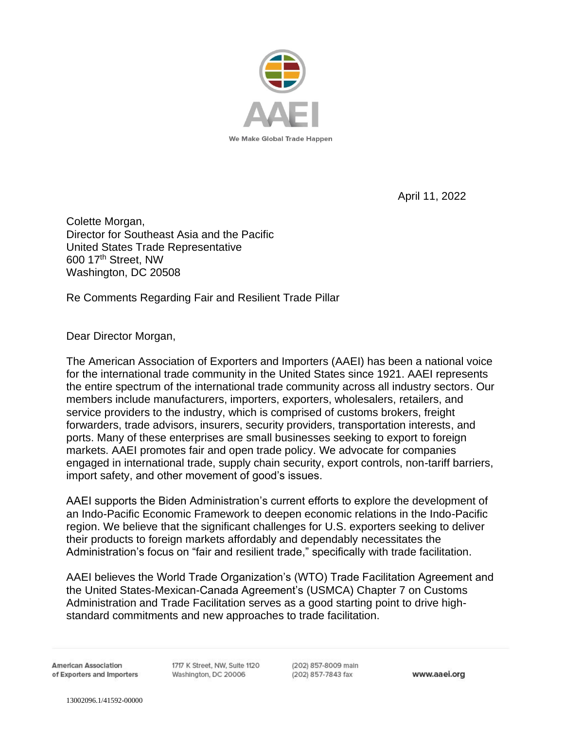AAEI

We Make Global Trade Happen

April 11, 2022

Colette Morgan,
Director for Southeast Asia and the Pacific
United States Trade Representative
600 17th Street, NW
Washington, DC 20508

Re Comments Regarding Fair and Resilient Trade Pillar

Dear Director Morgan,

The American Association of Exporters and Importers (AAEI) has been a national voice for the international trade community in the United States since 1921. AAEI represents the entire spectrum of the international trade community across all industry sectors. Our members include manufacturers, importers, exporters, wholesalers, retailers, and service providers to the industry, which is comprised of customs brokers, freight forwarders, trade advisors, insurers, security providers, transportation interests, and ports. Many of these enterprises are small businesses seeking to export to foreign markets. AAEI promotes fair and open trade policy. We advocate for companies engaged in international trade, supply chain security, export controls, non-tariff barriers, import safety, and other movement of good's issues.

AAEI supports the Biden Administration's current efforts to explore the development of an Indo-Pacific Economic Framework to deepen economic relations in the Indo-Pacific region. We believe that the significant challenges for U.S. exporters seeking to deliver their products to foreign markets affordably and dependably necessitates the Administration's focus on "fair and resilient trade," specifically with trade facilitation.

AAEI believes the World Trade Organization's (WTO) Trade Facilitation Agreement and the United States-Mexican-Canada Agreement's (USMCA) Chapter 7 on Customs Administration and Trade Facilitation serves as a good starting point to drive high-standard commitments and new approaches to trade facilitation.

American Association of Exporters and Importers | 1717 K Street, NW, Suite 1120 Washington, DC 20006 | (202) 857-8009 main (202) 857-7843 fax | www.aaei.org

13002096.1/41592-00000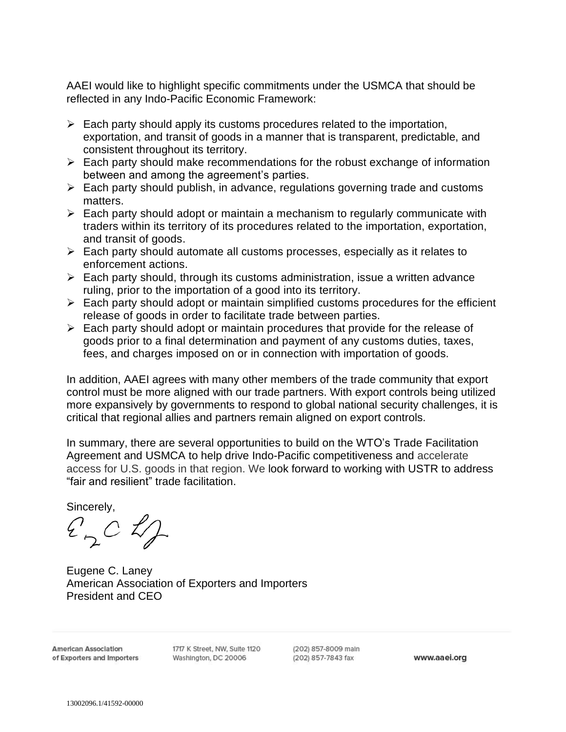AAEI would like to highlight specific commitments under the USMCA that should be reflected in any Indo-Pacific Economic Framework:

- Each party should apply its customs procedures related to the importation, exportation, and transit of goods in a manner that is transparent, predictable, and consistent throughout its territory.
- Each party should make recommendations for the robust exchange of information between and among the agreement's parties.
- Each party should publish, in advance, regulations governing trade and customs matters.
- Each party should adopt or maintain a mechanism to regularly communicate with traders within its territory of its procedures related to the importation, exportation, and transit of goods.
- Each party should automate all customs processes, especially as it relates to enforcement actions.
- Each party should, through its customs administration, issue a written advance ruling, prior to the importation of a good into its territory.
- Each party should adopt or maintain simplified customs procedures for the efficient release of goods in order to facilitate trade between parties.
- Each party should adopt or maintain procedures that provide for the release of goods prior to a final determination and payment of any customs duties, taxes, fees, and charges imposed on or in connection with importation of goods.

In addition, AAEI agrees with many other members of the trade community that export control must be more aligned with our trade partners. With export controls being utilized more expansively by governments to respond to global national security challenges, it is critical that regional allies and partners remain aligned on export controls.

In summary, there are several opportunities to build on the WTO's Trade Facilitation Agreement and USMCA to help drive Indo-Pacific competitiveness and accelerate access for U.S. goods in that region. We look forward to working with USTR to address "fair and resilient" trade facilitation.

Sincerely,

Eugene C. Laney
American Association of Exporters and Importers
President and CEO

American Association of Exporters and Importers | 1717 K Street, NW, Suite 1120 Washington, DC 20006 | (202) 857-8009 main (202) 857-7843 fax | www.aaei.org

13002096.1/41592-00000